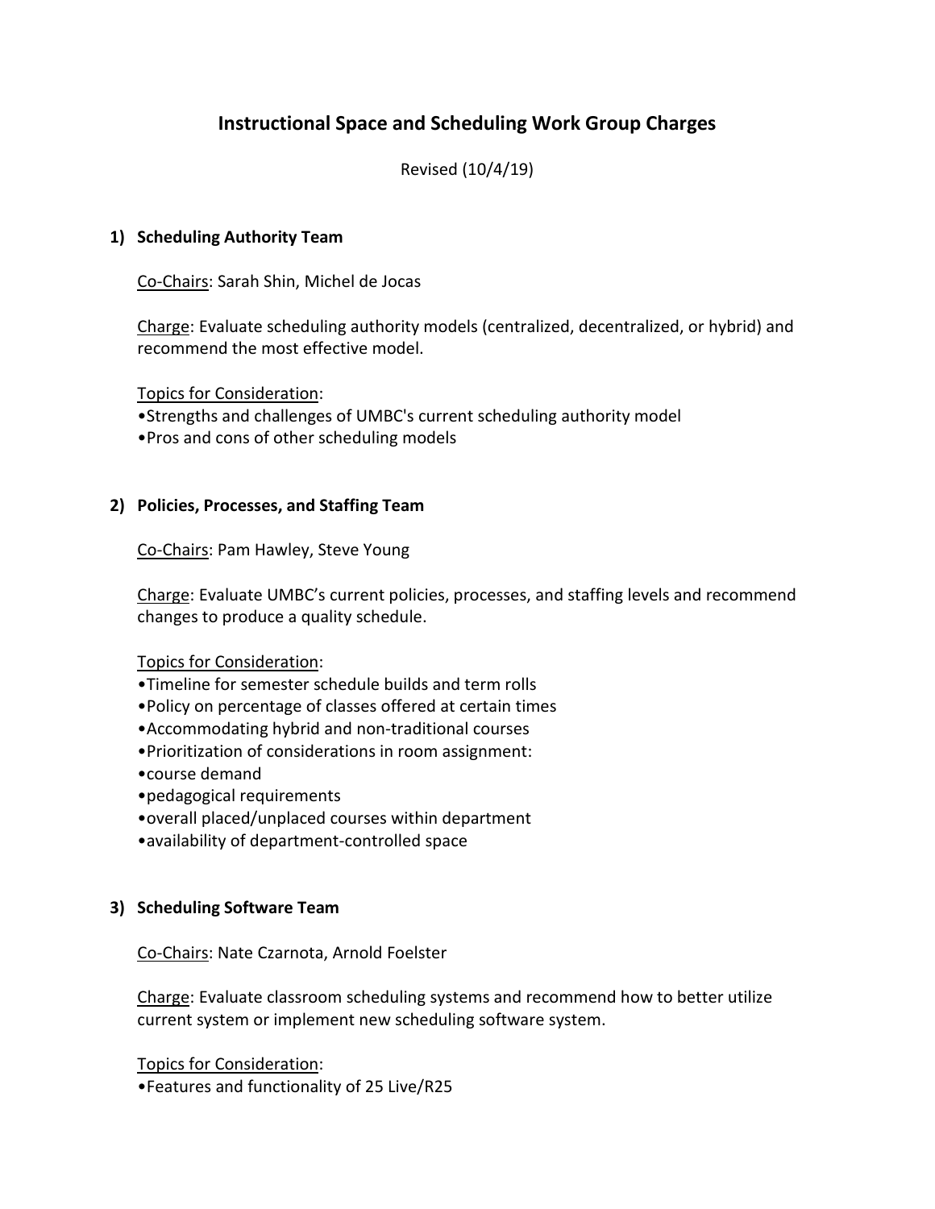# Instructional Space and Scheduling Work Group Charges

Revised (10/4/19)

## 1) Scheduling Authority Team

Co-Chairs: Sarah Shin, Michel de Jocas

Charge: Evaluate scheduling authority models (centralized, decentralized, or hybrid) and recommend the most effective model.

Topics for Consideration:

- Strengths and challenges of UMBC's current scheduling authority model
- Pros and cons of other scheduling models

## 2) Policies, Processes, and Staffing Team

Co-Chairs: Pam Hawley, Steve Young

Charge: Evaluate UMBC's current policies, processes, and staffing levels and recommend changes to produce a quality schedule.

Topics for Consideration:

- Timeline for semester schedule builds and term rolls
- Policy on percentage of classes offered at certain times
- Accommodating hybrid and non-traditional courses
- Prioritization of considerations in room assignment:
- course demand
- pedagogical requirements
- overall placed/unplaced courses within department
- availability of department-controlled space

## 3) Scheduling Software Team

Co-Chairs: Nate Czarnota, Arnold Foelster

Charge: Evaluate classroom scheduling systems and recommend how to better utilize current system or implement new scheduling software system.

Topics for Consideration:

- Features and functionality of 25 Live/R25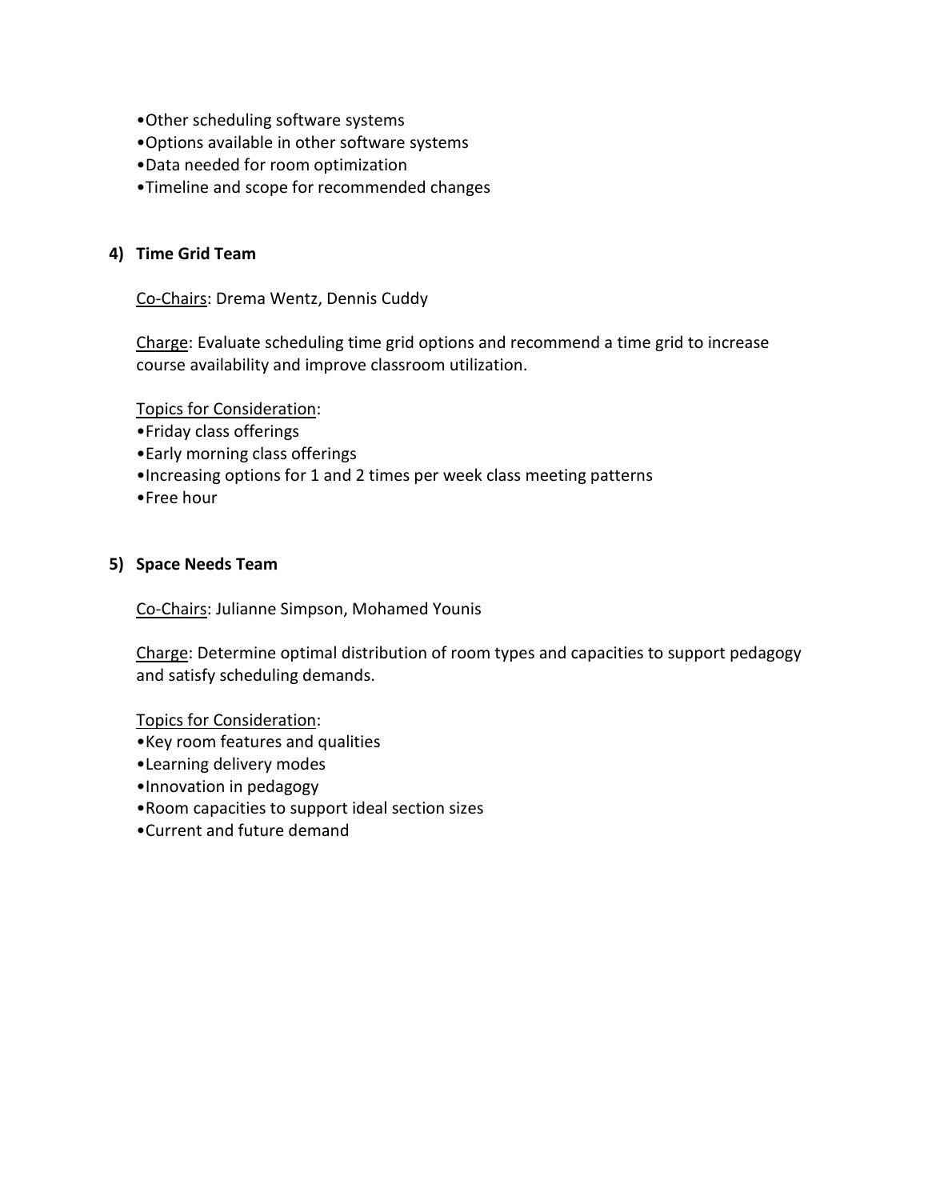•Other scheduling software systems
•Options available in other software systems
•Data needed for room optimization
•Timeline and scope for recommended changes

**4) Time Grid Team**

Co-Chairs: Drema Wentz, Dennis Cuddy

Charge: Evaluate scheduling time grid options and recommend a time grid to increase course availability and improve classroom utilization.

Topics for Consideration:
•Friday class offerings
•Early morning class offerings
•Increasing options for 1 and 2 times per week class meeting patterns
•Free hour

**5) Space Needs Team**

Co-Chairs: Julianne Simpson, Mohamed Younis

Charge: Determine optimal distribution of room types and capacities to support pedagogy and satisfy scheduling demands.

Topics for Consideration:
•Key room features and qualities
•Learning delivery modes
•Innovation in pedagogy
•Room capacities to support ideal section sizes
•Current and future demand